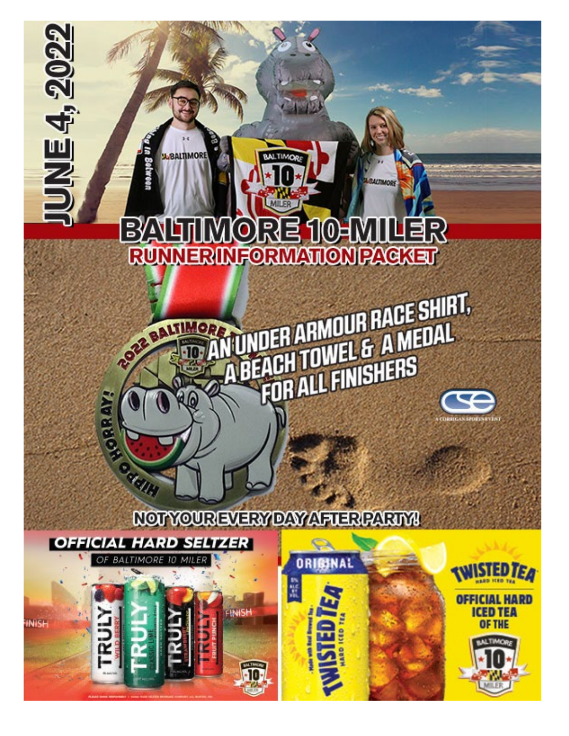# JUNE 4, 2022

# BALTIMORE 10-MILER

## RUNNER INFORMATION PACKET

**AN UNDER ARMOUR RACE SHIRT, A BEACH TOWEL & A MEDAL FOR ALL FINISHERS**

A CORRIGAN SPORTS EVENT

**NOT YOUR EVERY DAY AFTER PARTY!**

**OFFICIAL HARD SELTZER OF BALTIMORE 10 MILER**

**TWISTED TEA HARD ICED TEA — OFFICIAL HARD ICED TEA OF THE BALTIMORE 10 MILER**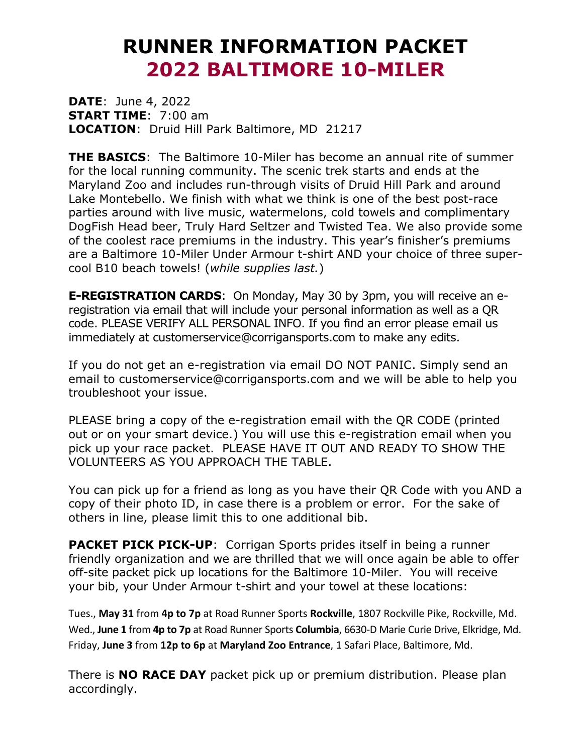# RUNNER INFORMATION PACKET
# 2022 BALTIMORE 10-MILER

**DATE**: June 4, 2022
**START TIME**: 7:00 am
**LOCATION**: Druid Hill Park Baltimore, MD 21217

**THE BASICS**: The Baltimore 10-Miler has become an annual rite of summer for the local running community. The scenic trek starts and ends at the Maryland Zoo and includes run-through visits of Druid Hill Park and around Lake Montebello. We finish with what we think is one of the best post-race parties around with live music, watermelons, cold towels and complimentary DogFish Head beer, Truly Hard Seltzer and Twisted Tea. We also provide some of the coolest race premiums in the industry. This year's finisher's premiums are a Baltimore 10-Miler Under Armour t-shirt AND your choice of three super-cool B10 beach towels! (*while supplies last.*)

**E-REGISTRATION CARDS**: On Monday, May 30 by 3pm, you will receive an e-registration via email that will include your personal information as well as a QR code. PLEASE VERIFY ALL PERSONAL INFO. If you find an error please email us immediately at customerservice@corrigansports.com to make any edits.

If you do not get an e-registration via email DO NOT PANIC. Simply send an email to customerservice@corrigansports.com and we will be able to help you troubleshoot your issue.

PLEASE bring a copy of the e-registration email with the QR CODE (printed out or on your smart device.) You will use this e-registration email when you pick up your race packet. PLEASE HAVE IT OUT AND READY TO SHOW THE VOLUNTEERS AS YOU APPROACH THE TABLE.

You can pick up for a friend as long as you have their QR Code with you AND a copy of their photo ID, in case there is a problem or error. For the sake of others in line, please limit this to one additional bib.

**PACKET PICK PICK-UP**: Corrigan Sports prides itself in being a runner friendly organization and we are thrilled that we will once again be able to offer off-site packet pick up locations for the Baltimore 10-Miler. You will receive your bib, your Under Armour t-shirt and your towel at these locations:

Tues., **May 31** from **4p to 7p** at Road Runner Sports **Rockville**, 1807 Rockville Pike, Rockville, Md.
Wed., **June 1** from **4p to 7p** at Road Runner Sports **Columbia**, 6630-D Marie Curie Drive, Elkridge, Md.
Friday, **June 3** from **12p to 6p** at **Maryland Zoo Entrance**, 1 Safari Place, Baltimore, Md.

There is **NO RACE DAY** packet pick up or premium distribution. Please plan accordingly.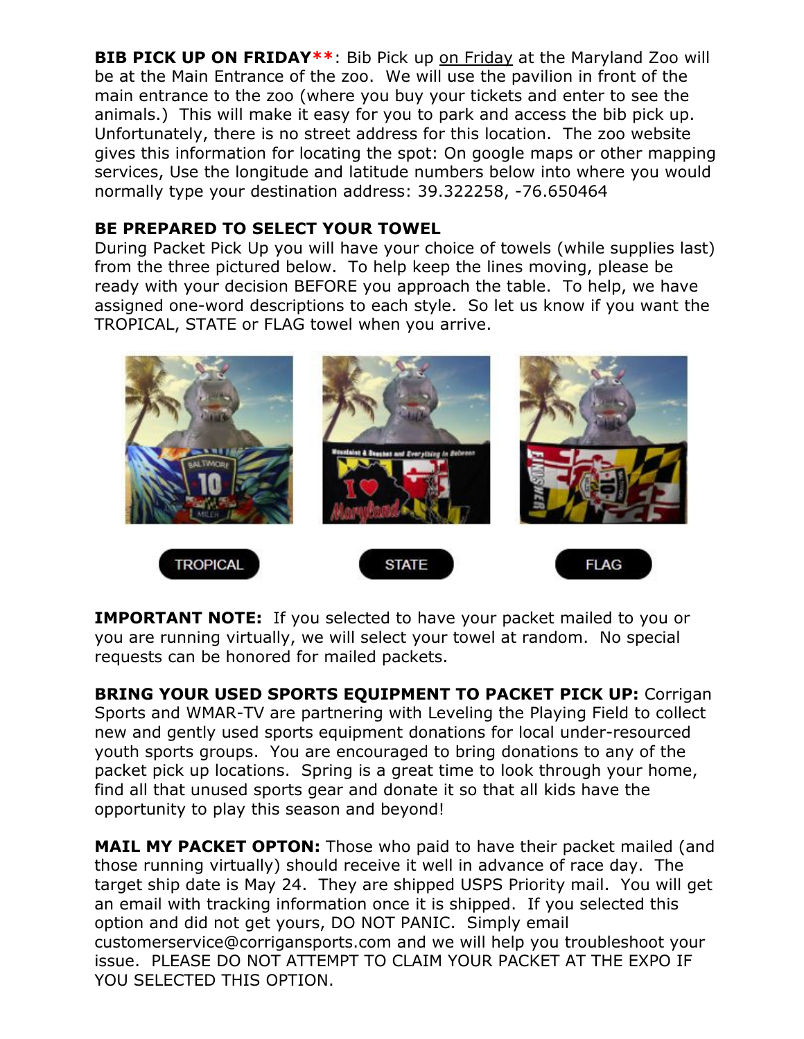**BIB PICK UP ON FRIDAY****: Bib Pick up on Friday at the Maryland Zoo will be at the Main Entrance of the zoo. We will use the pavilion in front of the main entrance to the zoo (where you buy your tickets and enter to see the animals.) This will make it easy for you to park and access the bib pick up. Unfortunately, there is no street address for this location. The zoo website gives this information for locating the spot: On google maps or other mapping services, Use the longitude and latitude numbers below into where you would normally type your destination address: 39.322258, -76.650464

**BE PREPARED TO SELECT YOUR TOWEL**

During Packet Pick Up you will have your choice of towels (while supplies last) from the three pictured below. To help keep the lines moving, please be ready with your decision BEFORE you approach the table. To help, we have assigned one-word descriptions to each style. So let us know if you want the TROPICAL, STATE or FLAG towel when you arrive.

TROPICAL STATE FLAG

**IMPORTANT NOTE:** If you selected to have your packet mailed to you or you are running virtually, we will select your towel at random. No special requests can be honored for mailed packets.

**BRING YOUR USED SPORTS EQUIPMENT TO PACKET PICK UP:** Corrigan Sports and WMAR-TV are partnering with Leveling the Playing Field to collect new and gently used sports equipment donations for local under-resourced youth sports groups. You are encouraged to bring donations to any of the packet pick up locations. Spring is a great time to look through your home, find all that unused sports gear and donate it so that all kids have the opportunity to play this season and beyond!

**MAIL MY PACKET OPTON:** Those who paid to have their packet mailed (and those running virtually) should receive it well in advance of race day. The target ship date is May 24. They are shipped USPS Priority mail. You will get an email with tracking information once it is shipped. If you selected this option and did not get yours, DO NOT PANIC. Simply email customerservice@corrigansports.com and we will help you troubleshoot your issue. PLEASE DO NOT ATTEMPT TO CLAIM YOUR PACKET AT THE EXPO IF YOU SELECTED THIS OPTION.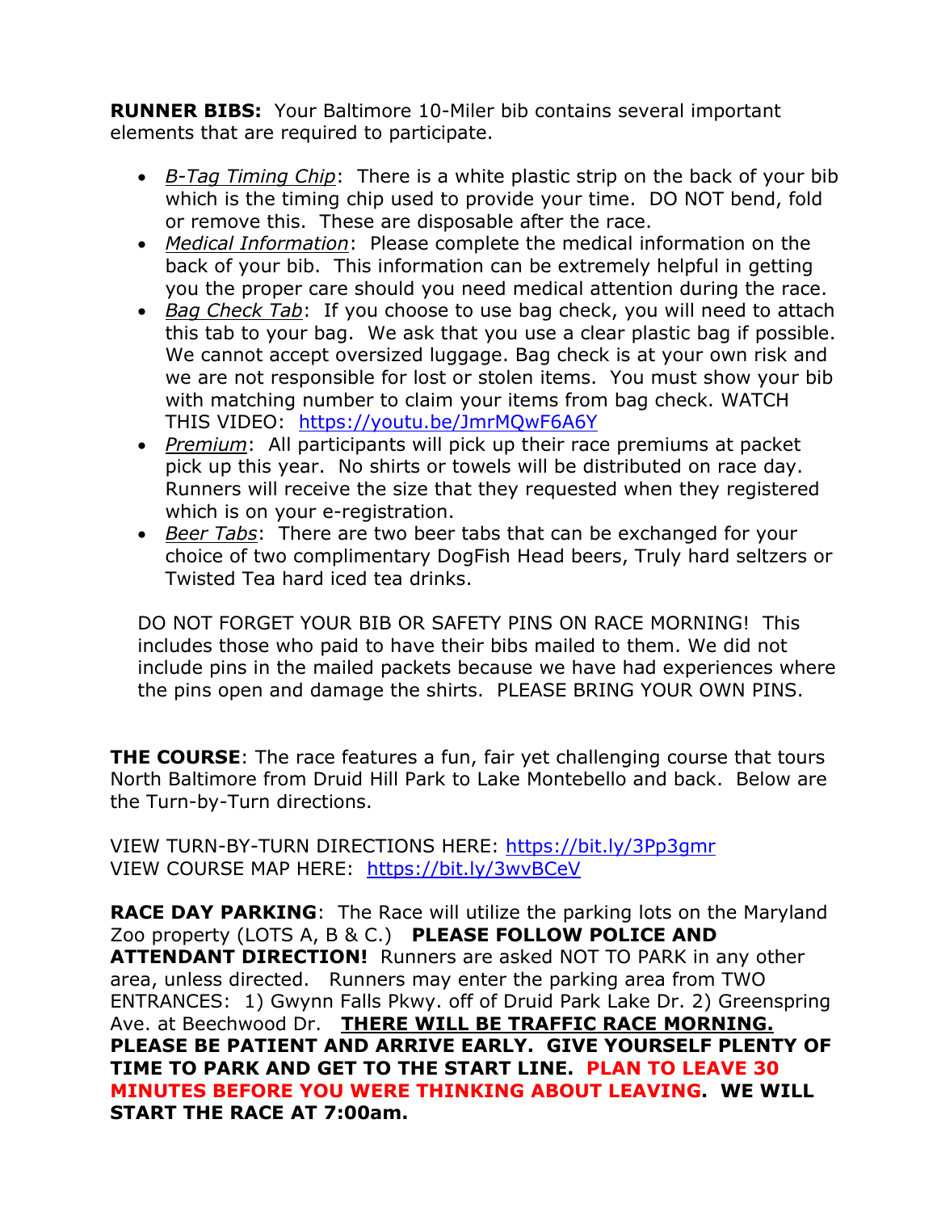**RUNNER BIBS:** Your Baltimore 10-Miler bib contains several important elements that are required to participate.

- *B-Tag Timing Chip*: There is a white plastic strip on the back of your bib which is the timing chip used to provide your time. DO NOT bend, fold or remove this. These are disposable after the race.
- *Medical Information*: Please complete the medical information on the back of your bib. This information can be extremely helpful in getting you the proper care should you need medical attention during the race.
- *Bag Check Tab*: If you choose to use bag check, you will need to attach this tab to your bag. We ask that you use a clear plastic bag if possible. We cannot accept oversized luggage. Bag check is at your own risk and we are not responsible for lost or stolen items. You must show your bib with matching number to claim your items from bag check. WATCH THIS VIDEO: https://youtu.be/JmrMQwF6A6Y
- *Premium*: All participants will pick up their race premiums at packet pick up this year. No shirts or towels will be distributed on race day. Runners will receive the size that they requested when they registered which is on your e-registration.
- *Beer Tabs*: There are two beer tabs that can be exchanged for your choice of two complimentary DogFish Head beers, Truly hard seltzers or Twisted Tea hard iced tea drinks.

DO NOT FORGET YOUR BIB OR SAFETY PINS ON RACE MORNING! This includes those who paid to have their bibs mailed to them. We did not include pins in the mailed packets because we have had experiences where the pins open and damage the shirts. PLEASE BRING YOUR OWN PINS.

**THE COURSE**: The race features a fun, fair yet challenging course that tours North Baltimore from Druid Hill Park to Lake Montebello and back. Below are the Turn-by-Turn directions.

VIEW TURN-BY-TURN DIRECTIONS HERE: https://bit.ly/3Pp3gmr
VIEW COURSE MAP HERE: https://bit.ly/3wvBCeV

**RACE DAY PARKING**: The Race will utilize the parking lots on the Maryland Zoo property (LOTS A, B & C.) **PLEASE FOLLOW POLICE AND ATTENDANT DIRECTION!** Runners are asked NOT TO PARK in any other area, unless directed. Runners may enter the parking area from TWO ENTRANCES: 1) Gwynn Falls Pkwy. off of Druid Park Lake Dr. 2) Greenspring Ave. at Beechwood Dr. **THERE WILL BE TRAFFIC RACE MORNING. PLEASE BE PATIENT AND ARRIVE EARLY. GIVE YOURSELF PLENTY OF TIME TO PARK AND GET TO THE START LINE. PLAN TO LEAVE 30 MINUTES BEFORE YOU WERE THINKING ABOUT LEAVING. WE WILL START THE RACE AT 7:00am.**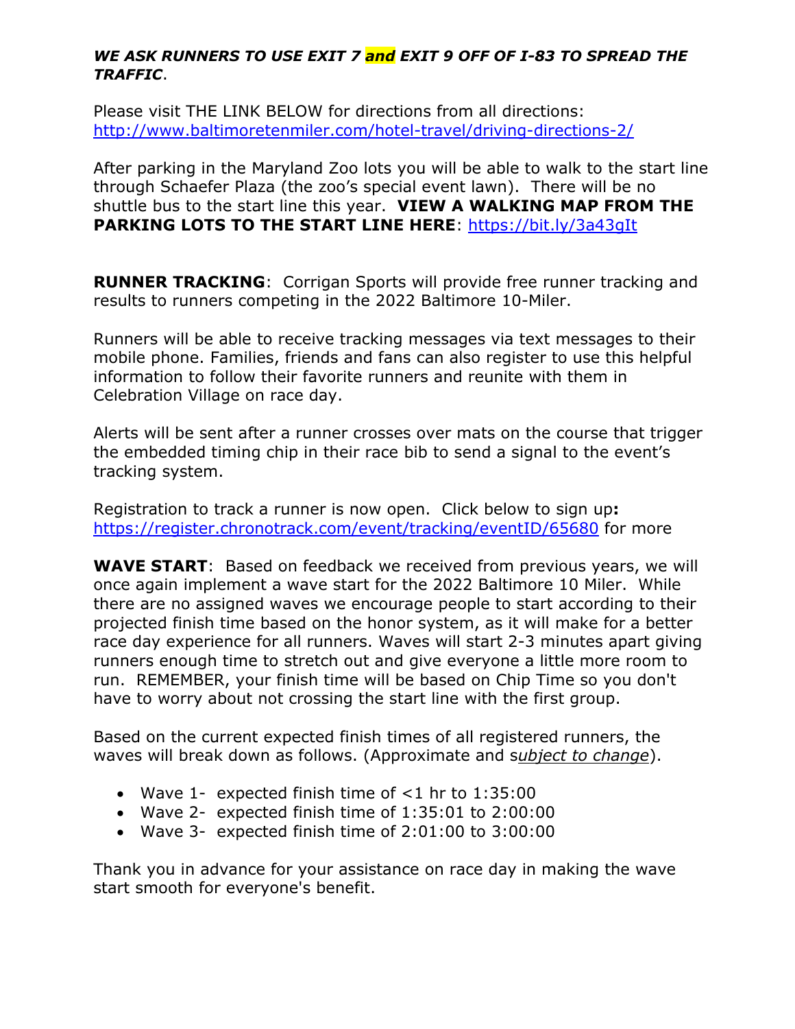***WE ASK RUNNERS TO USE EXIT 7 and EXIT 9 OFF OF I-83 TO SPREAD THE TRAFFIC***.

Please visit THE LINK BELOW for directions from all directions: http://www.baltimoretenmiler.com/hotel-travel/driving-directions-2/

After parking in the Maryland Zoo lots you will be able to walk to the start line through Schaefer Plaza (the zoo's special event lawn). There will be no shuttle bus to the start line this year. **VIEW A WALKING MAP FROM THE PARKING LOTS TO THE START LINE HERE**: https://bit.ly/3a43gIt

**RUNNER TRACKING**: Corrigan Sports will provide free runner tracking and results to runners competing in the 2022 Baltimore 10-Miler.

Runners will be able to receive tracking messages via text messages to their mobile phone. Families, friends and fans can also register to use this helpful information to follow their favorite runners and reunite with them in Celebration Village on race day.

Alerts will be sent after a runner crosses over mats on the course that trigger the embedded timing chip in their race bib to send a signal to the event's tracking system.

Registration to track a runner is now open. Click below to sign up**:** https://register.chronotrack.com/event/tracking/eventID/65680 for more

**WAVE START**: Based on feedback we received from previous years, we will once again implement a wave start for the 2022 Baltimore 10 Miler. While there are no assigned waves we encourage people to start according to their projected finish time based on the honor system, as it will make for a better race day experience for all runners. Waves will start 2-3 minutes apart giving runners enough time to stretch out and give everyone a little more room to run. REMEMBER, your finish time will be based on Chip Time so you don't have to worry about not crossing the start line with the first group.

Based on the current expected finish times of all registered runners, the waves will break down as follows. (Approximate and s*ubject to change*).

- Wave 1- expected finish time of <1 hr to 1:35:00
- Wave 2- expected finish time of 1:35:01 to 2:00:00
- Wave 3- expected finish time of 2:01:00 to 3:00:00

Thank you in advance for your assistance on race day in making the wave start smooth for everyone's benefit.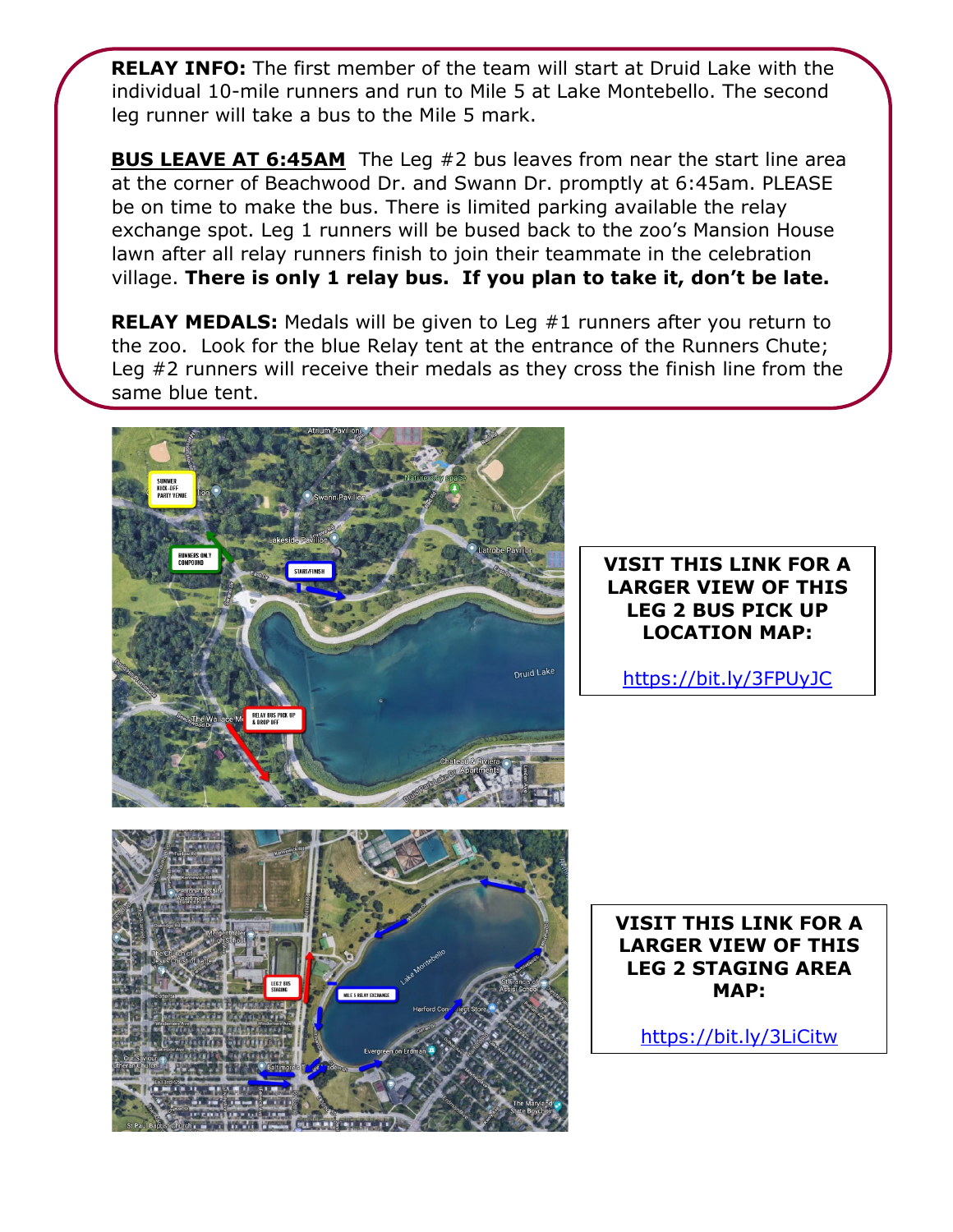**RELAY INFO:** The first member of the team will start at Druid Lake with the individual 10-mile runners and run to Mile 5 at Lake Montebello. The second leg runner will take a bus to the Mile 5 mark.

**BUS LEAVE AT 6:45AM** The Leg #2 bus leaves from near the start line area at the corner of Beachwood Dr. and Swann Dr. promptly at 6:45am. PLEASE be on time to make the bus. There is limited parking available the relay exchange spot. Leg 1 runners will be bused back to the zoo's Mansion House lawn after all relay runners finish to join their teammate in the celebration village. **There is only 1 relay bus. If you plan to take it, don't be late.**

**RELAY MEDALS:** Medals will be given to Leg #1 runners after you return to the zoo. Look for the blue Relay tent at the entrance of the Runners Chute; Leg #2 runners will receive their medals as they cross the finish line from the same blue tent.

**VISIT THIS LINK FOR A LARGER VIEW OF THIS LEG 2 BUS PICK UP LOCATION MAP:**

https://bit.ly/3FPUyJC

**VISIT THIS LINK FOR A LARGER VIEW OF THIS LEG 2 STAGING AREA MAP:**

https://bit.ly/3LiCitw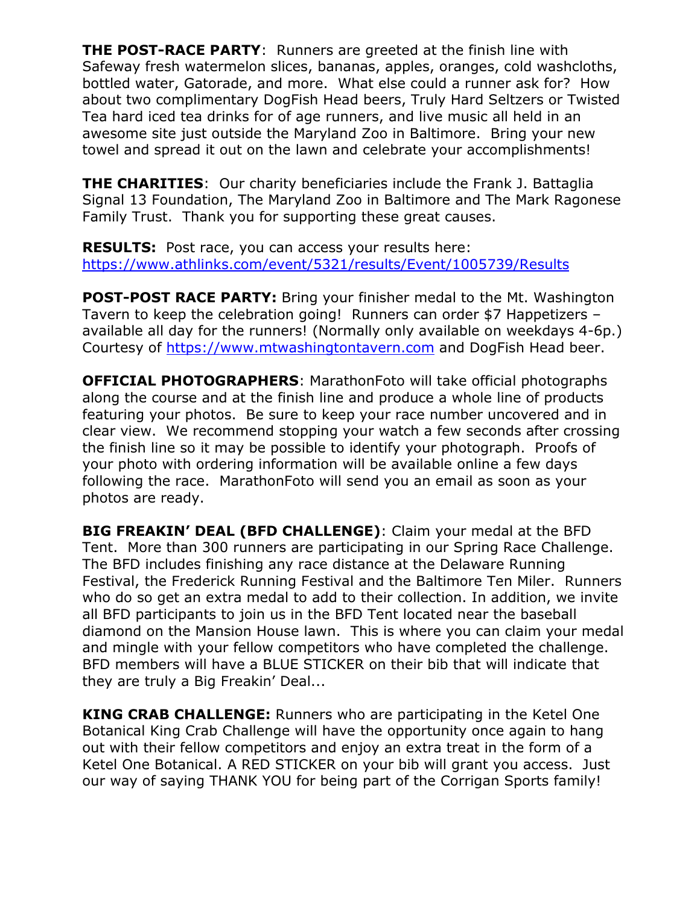**THE POST-RACE PARTY**: Runners are greeted at the finish line with Safeway fresh watermelon slices, bananas, apples, oranges, cold washcloths, bottled water, Gatorade, and more. What else could a runner ask for? How about two complimentary DogFish Head beers, Truly Hard Seltzers or Twisted Tea hard iced tea drinks for of age runners, and live music all held in an awesome site just outside the Maryland Zoo in Baltimore. Bring your new towel and spread it out on the lawn and celebrate your accomplishments!

**THE CHARITIES**: Our charity beneficiaries include the Frank J. Battaglia Signal 13 Foundation, The Maryland Zoo in Baltimore and The Mark Ragonese Family Trust. Thank you for supporting these great causes.

**RESULTS:** Post race, you can access your results here: https://www.athlinks.com/event/5321/results/Event/1005739/Results

**POST-POST RACE PARTY:** Bring your finisher medal to the Mt. Washington Tavern to keep the celebration going! Runners can order $7 Happetizers – available all day for the runners! (Normally only available on weekdays 4-6p.) Courtesy of https://www.mtwashingtontavern.com and DogFish Head beer.

**OFFICIAL PHOTOGRAPHERS**: MarathonFoto will take official photographs along the course and at the finish line and produce a whole line of products featuring your photos. Be sure to keep your race number uncovered and in clear view. We recommend stopping your watch a few seconds after crossing the finish line so it may be possible to identify your photograph. Proofs of your photo with ordering information will be available online a few days following the race. MarathonFoto will send you an email as soon as your photos are ready.

**BIG FREAKIN' DEAL (BFD CHALLENGE)**: Claim your medal at the BFD Tent. More than 300 runners are participating in our Spring Race Challenge. The BFD includes finishing any race distance at the Delaware Running Festival, the Frederick Running Festival and the Baltimore Ten Miler. Runners who do so get an extra medal to add to their collection. In addition, we invite all BFD participants to join us in the BFD Tent located near the baseball diamond on the Mansion House lawn. This is where you can claim your medal and mingle with your fellow competitors who have completed the challenge. BFD members will have a BLUE STICKER on their bib that will indicate that they are truly a Big Freakin' Deal...

**KING CRAB CHALLENGE:** Runners who are participating in the Ketel One Botanical King Crab Challenge will have the opportunity once again to hang out with their fellow competitors and enjoy an extra treat in the form of a Ketel One Botanical. A RED STICKER on your bib will grant you access. Just our way of saying THANK YOU for being part of the Corrigan Sports family!